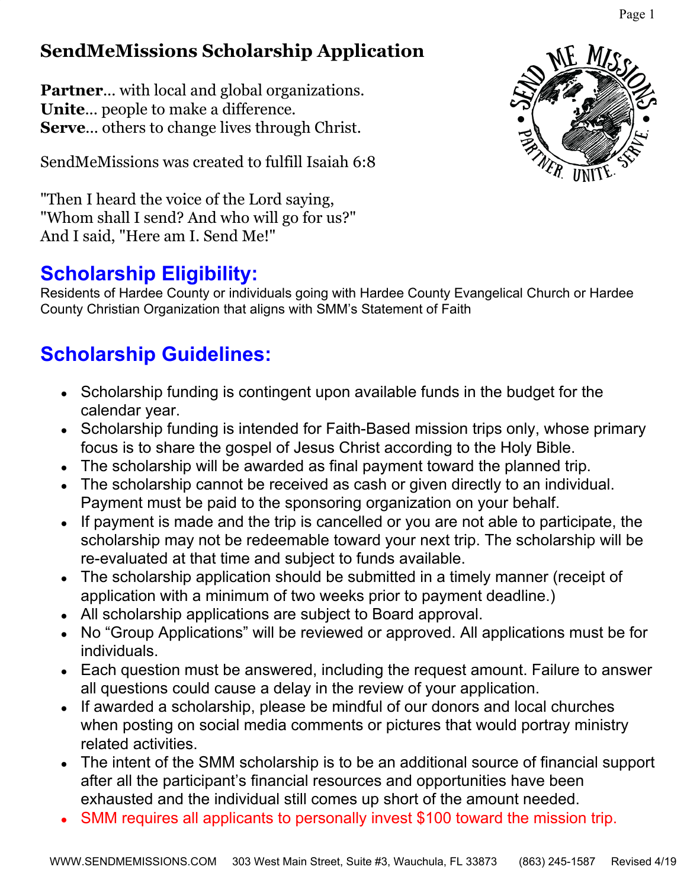# SendMeMissions Scholarship Application

**Partner**... with local and global organizations.
**Unite**... people to make a difference.
**Serve**... others to change lives through Christ.

SendMeMissions was created to fulfill Isaiah 6:8

"Then I heard the voice of the Lord saying,
"Whom shall I send? And who will go for us?"
And I said, "Here am I. Send Me!"

## Scholarship Eligibility:

Residents of Hardee County or individuals going with Hardee County Evangelical Church or Hardee County Christian Organization that aligns with SMM's Statement of Faith

## Scholarship Guidelines:

- Scholarship funding is contingent upon available funds in the budget for the calendar year.
- Scholarship funding is intended for Faith-Based mission trips only, whose primary focus is to share the gospel of Jesus Christ according to the Holy Bible.
- The scholarship will be awarded as final payment toward the planned trip.
- The scholarship cannot be received as cash or given directly to an individual. Payment must be paid to the sponsoring organization on your behalf.
- If payment is made and the trip is cancelled or you are not able to participate, the scholarship may not be redeemable toward your next trip. The scholarship will be re-evaluated at that time and subject to funds available.
- The scholarship application should be submitted in a timely manner (receipt of application with a minimum of two weeks prior to payment deadline.)
- All scholarship applications are subject to Board approval.
- No "Group Applications" will be reviewed or approved. All applications must be for individuals.
- Each question must be answered, including the request amount. Failure to answer all questions could cause a delay in the review of your application.
- If awarded a scholarship, please be mindful of our donors and local churches when posting on social media comments or pictures that would portray ministry related activities.
- The intent of the SMM scholarship is to be an additional source of financial support after all the participant's financial resources and opportunities have been exhausted and the individual still comes up short of the amount needed.
- SMM requires all applicants to personally invest $100 toward the mission trip.

WWW.SENDMEMISSIONS.COM 303 West Main Street, Suite #3, Wauchula, FL 33873 (863) 245-1587 Revised 4/19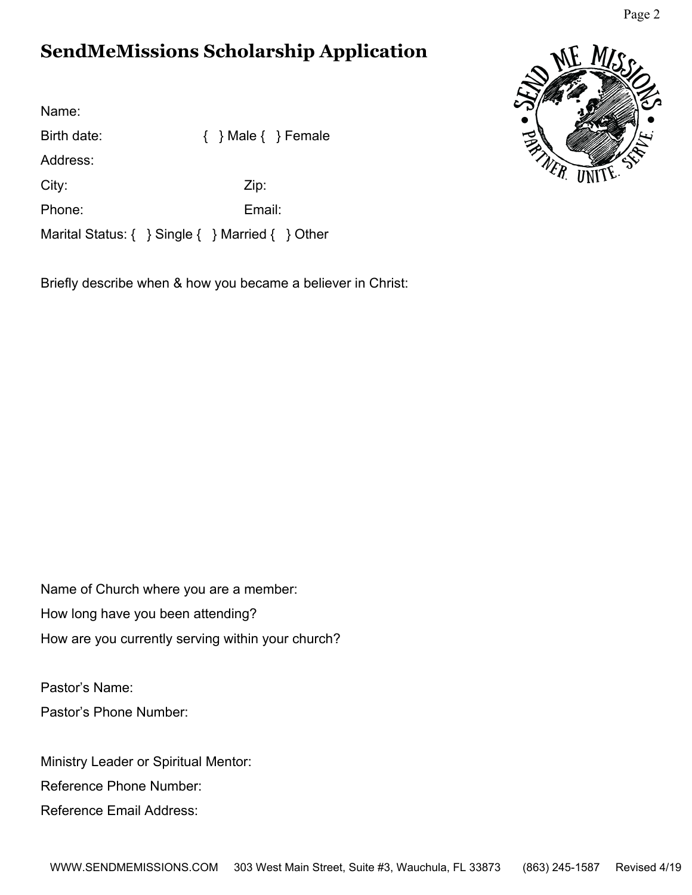# SendMeMissions Scholarship Application

Name:

Birth date: { } Male { } Female

Address:

City: Zip:

Phone: Email:

Marital Status: { } Single { } Married { } Other

Briefly describe when & how you became a believer in Christ:

Name of Church where you are a member:

How long have you been attending?

How are you currently serving within your church?

Pastor's Name:

Pastor's Phone Number:

Ministry Leader or Spiritual Mentor:

Reference Phone Number:

Reference Email Address:

WWW.SENDMEMISSIONS.COM 303 West Main Street, Suite #3, Wauchula, FL 33873 (863) 245-1587 Revised 4/19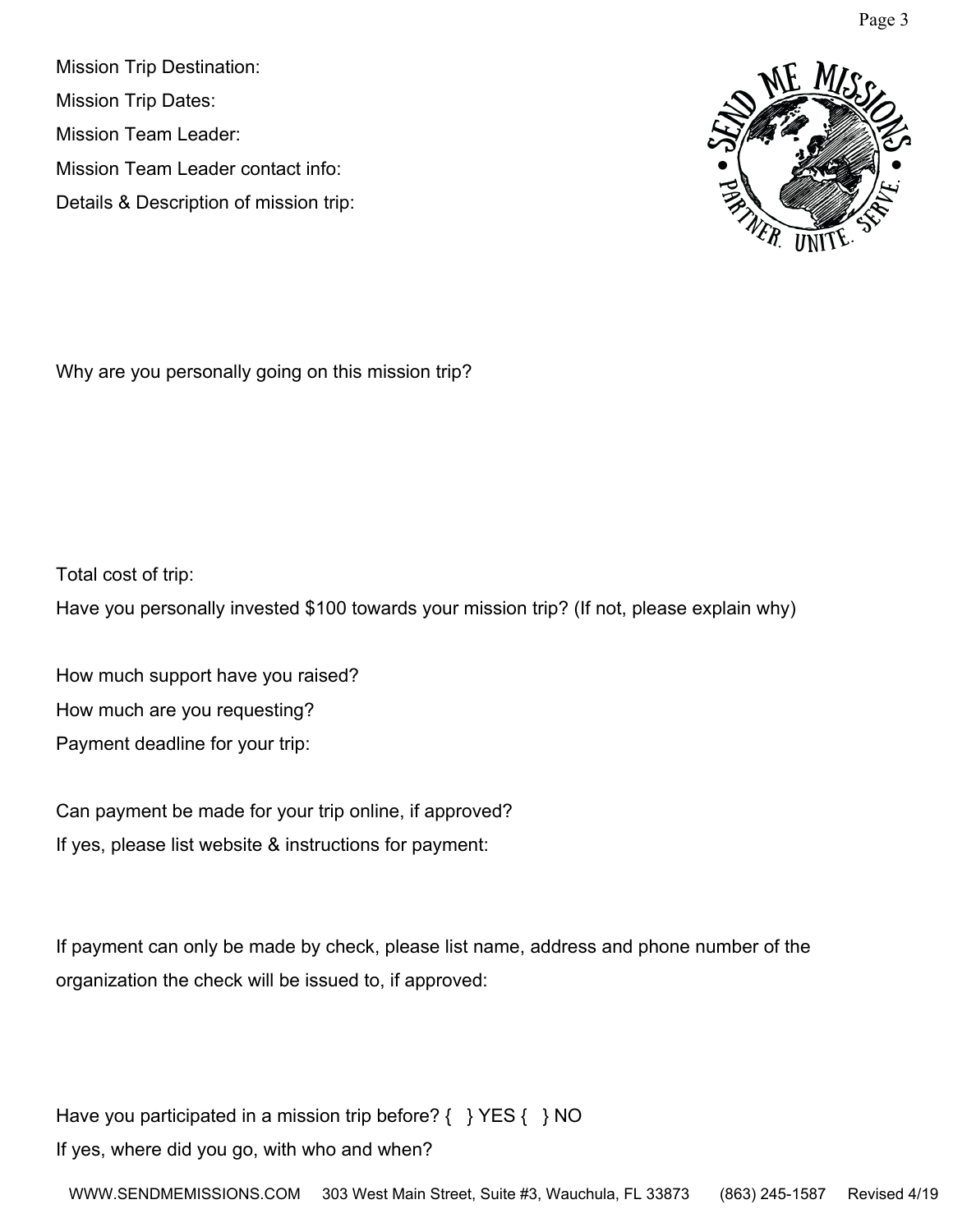Mission Trip Destination:

Mission Trip Dates:

Mission Team Leader:

Mission Team Leader contact info:

Details & Description of mission trip:

Why are you personally going on this mission trip?

Total cost of trip:

Have you personally invested $100 towards your mission trip? (If not, please explain why)

How much support have you raised?

How much are you requesting?

Payment deadline for your trip:

Can payment be made for your trip online, if approved?

If yes, please list website & instructions for payment:

If payment can only be made by check, please list name, address and phone number of the organization the check will be issued to, if approved:

Have you participated in a mission trip before? { } YES { } NO

If yes, where did you go, with who and when?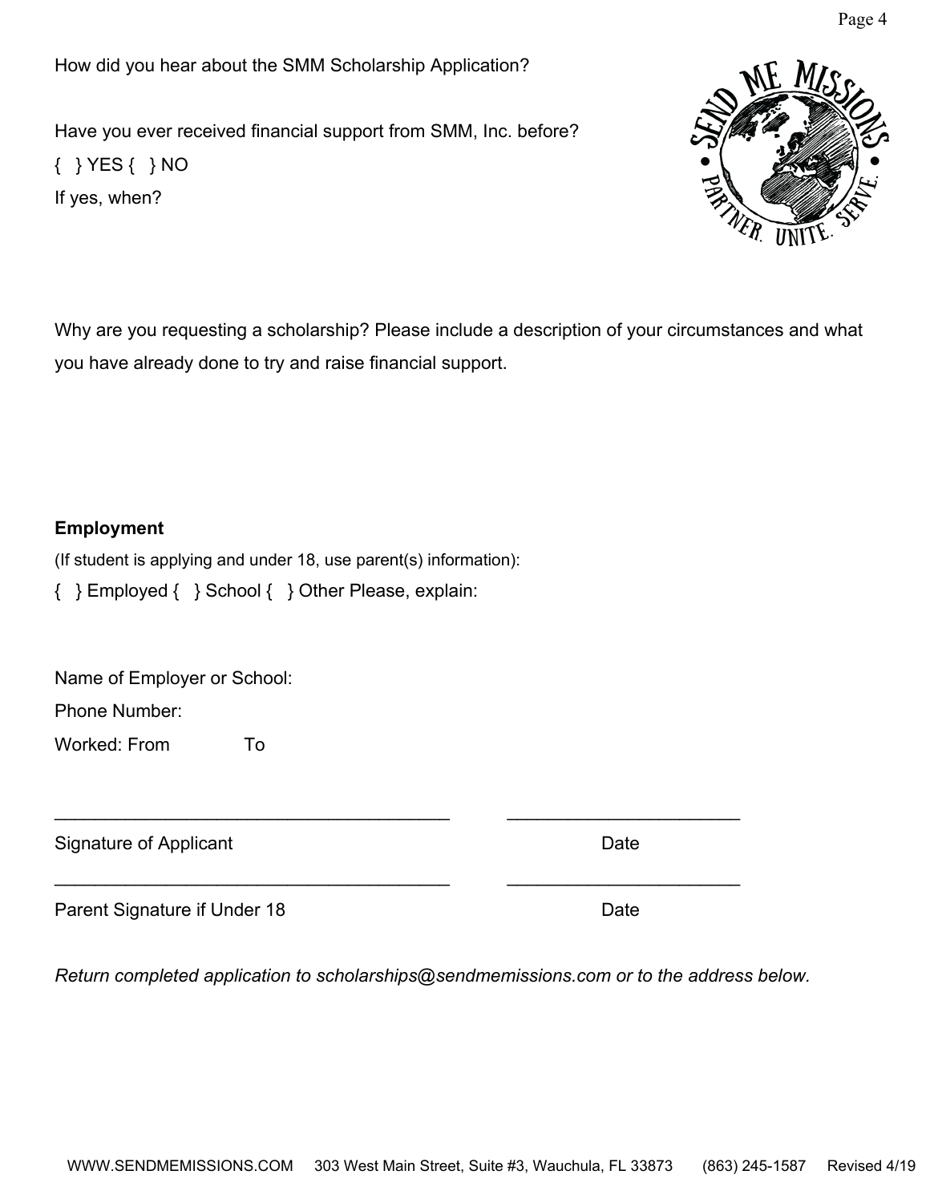How did you hear about the SMM Scholarship Application?

Have you ever received financial support from SMM, Inc. before?

{ } YES { } NO

If yes, when?

Why are you requesting a scholarship? Please include a description of your circumstances and what you have already done to try and raise financial support.

**Employment**

(If student is applying and under 18, use parent(s) information):

{ } Employed { } School { } Other Please, explain:

Name of Employer or School:

Phone Number:

Worked: From To

_______________________________________ _______________________

Signature of Applicant Date

_______________________________________ _______________________

Parent Signature if Under 18 Date

*Return completed application to scholarships@sendmemissions.com or to the address below.*

WWW.SENDMEMISSIONS.COM 303 West Main Street, Suite #3, Wauchula, FL 33873 (863) 245-1587 Revised 4/19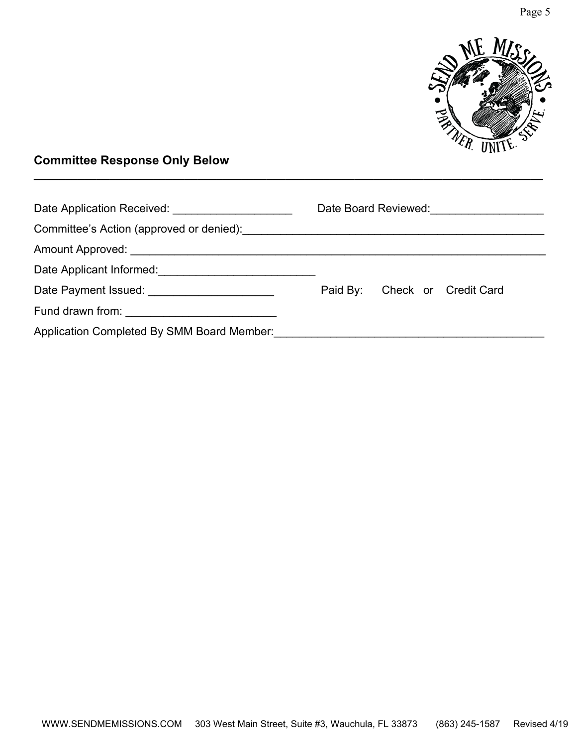**Committee Response Only Below**

---

Date Application Received: ___________________ Date Board Reviewed:_________________

Committee's Action (approved or denied):_______________________________________________

Amount Approved: ___________________________________________________________________

Date Applicant Informed:________________________

Date Payment Issued: ____________________ Paid By: Check or Credit Card

Fund drawn from: ________________________

Application Completed By SMM Board Member:__________________________________________

WWW.SENDMEMISSIONS.COM 303 West Main Street, Suite #3, Wauchula, FL 33873 (863) 245-1587 Revised 4/19